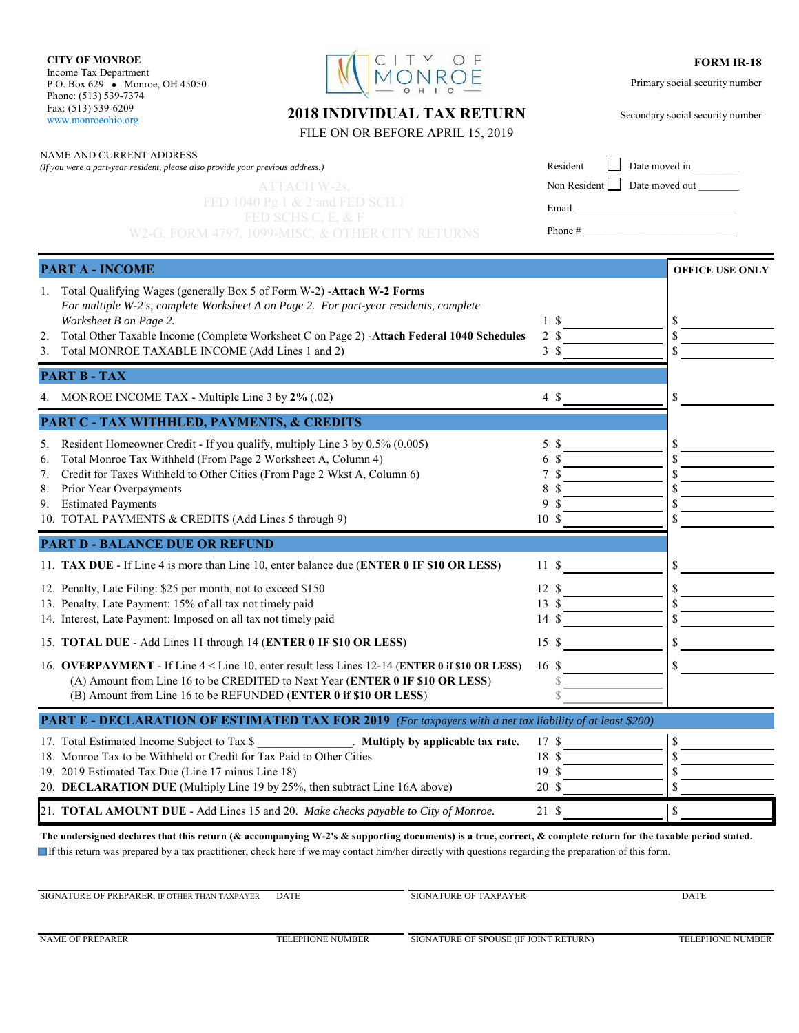**CITY OF MONROE**
Income Tax Department
P.O. Box 629 • Monroe, OH 45050
Phone: (513) 539-7374
Fax: (513) 539-6209
www.monroeohio.org

CITY OF MONROE OHIO

# 2018 INDIVIDUAL TAX RETURN

FILE ON OR BEFORE APRIL 15, 2019

**FORM IR-18**

Primary social security number

Secondary social security number

NAME AND CURRENT ADDRESS
*(If you were a part-year resident, please also provide your previous address.)*

ATTACH W-2s,
FED 1040 Pg 1 & 2 and FED SCH 1
FED SCHS C, E, & F
W2-G, FORM 4797, 1099-MISC, & OTHER CITY RETURNS

Resident ☐ Date moved in ________
Non Resident ☐ Date moved out ________
Email ______________________________
Phone # ______________________________

| **PART A - INCOME** | | | **OFFICE USE ONLY** |
|---|---|---|---|
| 1. Total Qualifying Wages (generally Box 5 of Form W-2) -**Attach W-2 Forms** *For multiple W-2's, complete Worksheet A on Page 2. For part-year residents, complete Worksheet B on Page 2.* | 1 | $ | $ |
| 2. Total Other Taxable Income (Complete Worksheet C on Page 2) -**Attach Federal 1040 Schedules** | 2 | $ | $ |
| 3. Total MONROE TAXABLE INCOME (Add Lines 1 and 2) | 3 | $ | $ |
| **PART B - TAX** | | | |
| 4. MONROE INCOME TAX - Multiple Line 3 by **2%** (.02) | 4 | $ | $ |
| **PART C - TAX WITHHLED, PAYMENTS, & CREDITS** | | | |
| 5. Resident Homeowner Credit - If you qualify, multiply Line 3 by 0.5% (0.005) | 5 | $ | $ |
| 6. Total Monroe Tax Withheld (From Page 2 Worksheet A, Column 4) | 6 | $ | $ |
| 7. Credit for Taxes Withheld to Other Cities (From Page 2 Wkst A, Column 6) | 7 | $ | $ |
| 8. Prior Year Overpayments | 8 | $ | $ |
| 9. Estimated Payments | 9 | $ | $ |
| 10. TOTAL PAYMENTS & CREDITS (Add Lines 5 through 9) | 10 | $ | $ |
| **PART D - BALANCE DUE OR REFUND** | | | |
| 11. **TAX DUE** - If Line 4 is more than Line 10, enter balance due (**ENTER 0 IF $10 OR LESS**) | 11 | $ | $ |
| 12. Penalty, Late Filing: $25 per month, not to exceed $150 | 12 | $ | $ |
| 13. Penalty, Late Payment: 15% of all tax not timely paid | 13 | $ | $ |
| 14. Interest, Late Payment: Imposed on all tax not timely paid | 14 | $ | $ |
| 15. **TOTAL DUE** - Add Lines 11 through 14 (**ENTER 0 IF $10 OR LESS**) | 15 | $ | $ |
| 16. **OVERPAYMENT** - If Line 4 < Line 10, enter result less Lines 12-14 (**ENTER 0 if $10 OR LESS**) | 16 | $ | $ |
| (A) Amount from Line 16 to be CREDITED to Next Year (**ENTER 0 IF $10 OR LESS**) | | $ | |
| (B) Amount from Line 16 to be REFUNDED (**ENTER 0 if $10 OR LESS**) | | $ | |
| **PART E - DECLARATION OF ESTIMATED TAX FOR 2019** *(For taxpayers with a net tax liability of at least $200)* | | | |
| 17. Total Estimated Income Subject to Tax $ ______________. **Multiply by applicable tax rate.** | 17 | $ | $ |
| 18. Monroe Tax to be Withheld or Credit for Tax Paid to Other Cities | 18 | $ | $ |
| 19. 2019 Estimated Tax Due (Line 17 minus Line 18) | 19 | $ | $ |
| 20. **DECLARATION DUE** (Multiply Line 19 by 25%, then subtract Line 16A above) | 20 | $ | $ |
| 21. **TOTAL AMOUNT DUE** - Add Lines 15 and 20. *Make checks payable to City of Monroe.* | 21 | $ | $ |

**The undersigned declares that this return (& accompanying W-2's & supporting documents) is a true, correct, & complete return for the taxable period stated.**

☐ If this return was prepared by a tax practitioner, check here if we may contact him/her directly with questions regarding the preparation of this form.

| SIGNATURE OF PREPARER, IF OTHER THAN TAXPAYER | DATE | SIGNATURE OF TAXPAYER | DATE |
|---|---|---|---|
| NAME OF PREPARER | TELEPHONE NUMBER | SIGNATURE OF SPOUSE (IF JOINT RETURN) | TELEPHONE NUMBER |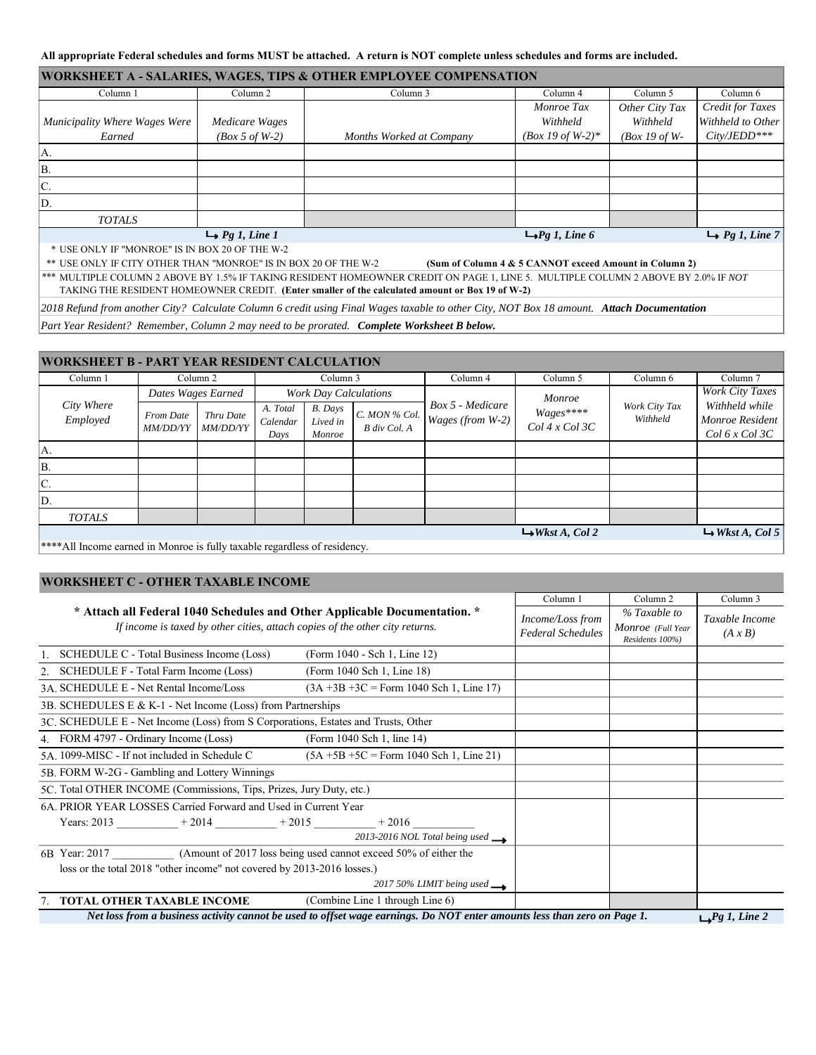**All appropriate Federal schedules and forms MUST be attached. A return is NOT complete unless schedules and forms are included.**

## WORKSHEET A - SALARIES, WAGES, TIPS & OTHER EMPLOYEE COMPENSATION

| Column 1 | Column 2 | Column 3 | Column 4 | Column 5 | Column 6 |
|---|---|---|---|---|---|
| *Municipality Where Wages Were Earned* | *Medicare Wages (Box 5 of W-2)* | *Months Worked at Company* | *Monroe Tax Withheld (Box 19 of W-2)** | *Other City Tax Withheld (Box 19 of W-* | *Credit for Taxes Withheld to Other City/JEDD**** |
| A. | | | | | |
| B. | | | | | |
| C. | | | | | |
| D. | | | | | |
| *TOTALS* | | | | | |
| | ↳ *Pg 1, Line 1* | | ↳*Pg 1, Line 6* | | ↳ *Pg 1, Line 7* |

\* USE ONLY IF "MONROE" IS IN BOX 20 OF THE W-2

\*\* USE ONLY IF CITY OTHER THAN "MONROE" IS IN BOX 20 OF THE W-2 **(Sum of Column 4 & 5 CANNOT exceed Amount in Column 2)**

\*\*\* MULTIPLE COLUMN 2 ABOVE BY 1.5% IF TAKING RESIDENT HOMEOWNER CREDIT ON PAGE 1, LINE 5. MULTIPLE COLUMN 2 ABOVE BY 2.0% IF *NOT* TAKING THE RESIDENT HOMEOWNER CREDIT. **(Enter smaller of the calculated amount or Box 19 of W-2)**

*2018 Refund from another City? Calculate Column 6 credit using Final Wages taxable to other City, NOT Box 18 amount.* ***Attach Documentation***

*Part Year Resident? Remember, Column 2 may need to be prorated.* ***Complete Worksheet B below.***

## WORKSHEET B - PART YEAR RESIDENT CALCULATION

| Column 1 | Column 2 | | Column 3 | | | Column 4 | Column 5 | Column 6 | Column 7 |
|---|---|---|---|---|---|---|---|---|---|
| *City Where Employed* | *Dates Wages Earned* | | *Work Day Calculations* | | | *Box 5 - Medicare Wages (from W-2)* | *Monroe Wages\*\*\*\* Col 4 x Col 3C* | *Work City Tax Withheld* | *Work City Taxes Withheld while Monroe Resident Col 6 x Col 3C* |
| | *From Date MM/DD/YY* | *Thru Date MM/DD/YY* | *A. Total Calendar Days* | *B. Days Lived in Monroe* | *C. MON % Col. B div Col. A* | | | | |
| A. | | | | | | | | | |
| B. | | | | | | | | | |
| C. | | | | | | | | | |
| D. | | | | | | | | | |
| *TOTALS* | | | | | | | | | |
| | | | | | | | ↳*Wkst A, Col 2* | | ↳ *Wkst A, Col 5* |

\*\*\*\*All Income earned in Monroe is fully taxable regardless of residency.

## WORKSHEET C - OTHER TAXABLE INCOME

| **\* Attach all Federal 1040 Schedules and Other Applicable Documentation. \***<br>*If income is taxed by other cities, attach copies of the other city returns.* | | Column 1<br>*Income/Loss from Federal Schedules* | Column 2<br>*% Taxable to Monroe (Full Year Residents 100%)* | Column 3<br>*Taxable Income (A x B)* |
|---|---|---|---|---|
| 1. SCHEDULE C - Total Business Income (Loss) | (Form 1040 - Sch 1, Line 12) | | | |
| 2. SCHEDULE F - Total Farm Income (Loss) | (Form 1040 Sch 1, Line 18) | | | |
| 3A. SCHEDULE E - Net Rental Income/Loss | (3A +3B +3C = Form 1040 Sch 1, Line 17) | | | |
| 3B. SCHEDULES E & K-1 - Net Income (Loss) from Partnerships | | | | |
| 3C. SCHEDULE E - Net Income (Loss) from S Corporations, Estates and Trusts, Other | | | | |
| 4. FORM 4797 - Ordinary Income (Loss) | (Form 1040 Sch 1, line 14) | | | |
| 5A. 1099-MISC - If not included in Schedule C | (5A +5B +5C = Form 1040 Sch 1, Line 21) | | | |
| 5B. FORM W-2G - Gambling and Lottery Winnings | | | | |
| 5C. Total OTHER INCOME (Commissions, Tips, Prizes, Jury Duty, etc.) | | | | |
| 6A. PRIOR YEAR LOSSES Carried Forward and Used in Current Year<br>Years: 2013 ___________ + 2014 ___________ + 2015 ___________ + 2016 ___________ | *2013-2016 NOL Total being used* ⟶ | | | |
| 6B Year: 2017 ___________ (Amount of 2017 loss being used cannot exceed 50% of either the loss or the total 2018 "other income" not covered by 2013-2016 losses.) | *2017 50% LIMIT being used* ⟶ | | | |
| 7. **TOTAL OTHER TAXABLE INCOME** | (Combine Line 1 through Line 6) | | | |

***Net loss from a business activity cannot be used to offset wage earnings. Do NOT enter amounts less than zero on Page 1.*** ↳*Pg 1, Line 2*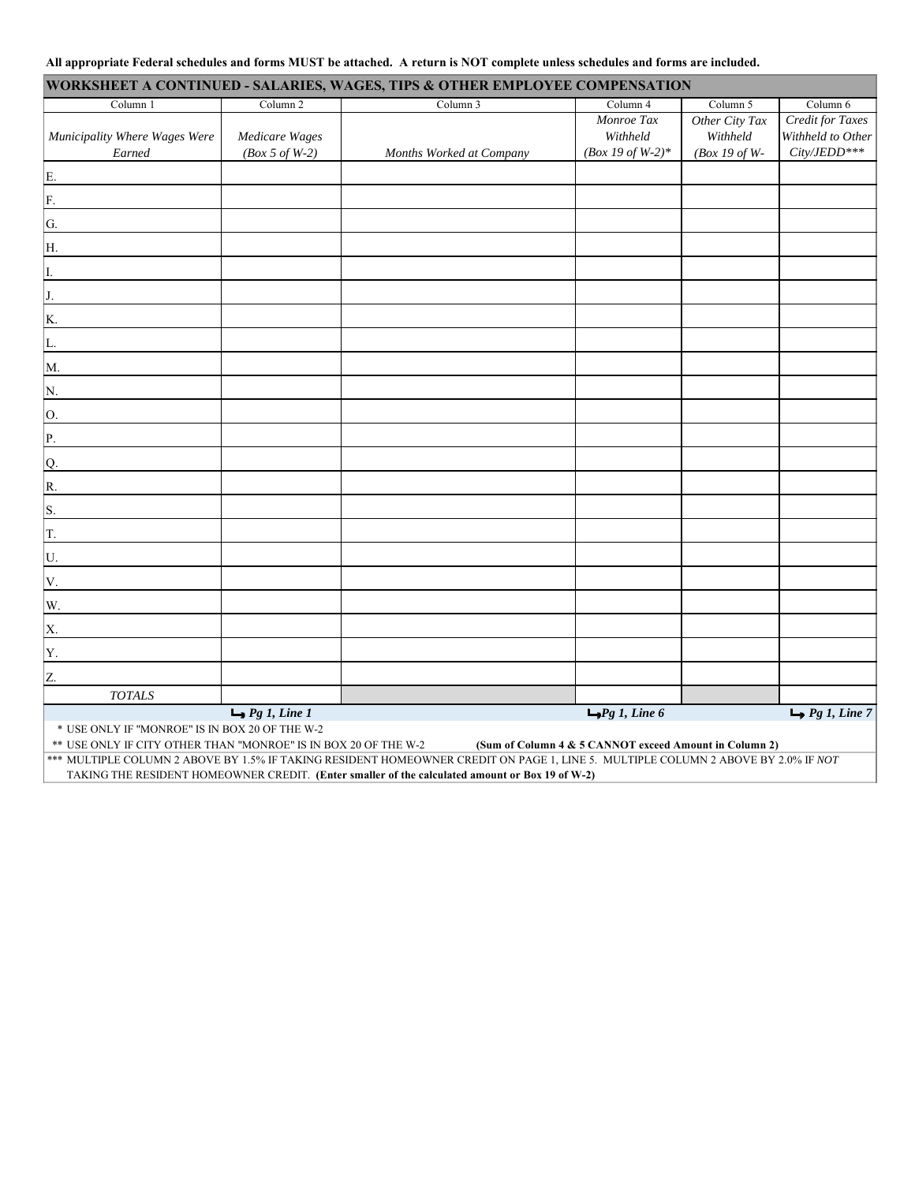**All appropriate Federal schedules and forms MUST be attached. A return is NOT complete unless schedules and forms are included.**

## WORKSHEET A CONTINUED - SALARIES, WAGES, TIPS & OTHER EMPLOYEE COMPENSATION

| Column 1 | Column 2 | Column 3 | Column 4 | Column 5 | Column 6 |
|---|---|---|---|---|---|
| *Municipality Where Wages Were Earned* | *Medicare Wages (Box 5 of W-2)* | *Months Worked at Company* | *Monroe Tax Withheld (Box 19 of W-2)** | *Other City Tax Withheld (Box 19 of W-* | *Credit for Taxes Withheld to Other City/JEDD**** |
| E. | | | | | |
| F. | | | | | |
| G. | | | | | |
| H. | | | | | |
| I. | | | | | |
| J. | | | | | |
| K. | | | | | |
| L. | | | | | |
| M. | | | | | |
| N. | | | | | |
| O. | | | | | |
| P. | | | | | |
| Q. | | | | | |
| R. | | | | | |
| S. | | | | | |
| T. | | | | | |
| U. | | | | | |
| V. | | | | | |
| W. | | | | | |
| X. | | | | | |
| Y. | | | | | |
| Z. | | | | | |
| *TOTALS* | | | | | |
| | ↳ *Pg 1, Line 1* | | ↳ *Pg 1, Line 6* | | ↳ *Pg 1, Line 7* |

\* USE ONLY IF "MONROE" IS IN BOX 20 OF THE W-2

\*\* USE ONLY IF CITY OTHER THAN "MONROE" IS IN BOX 20 OF THE W-2 **(Sum of Column 4 & 5 CANNOT exceed Amount in Column 2)**

\*\*\* MULTIPLE COLUMN 2 ABOVE BY 1.5% IF TAKING RESIDENT HOMEOWNER CREDIT ON PAGE 1, LINE 5. MULTIPLE COLUMN 2 ABOVE BY 2.0% IF *NOT* TAKING THE RESIDENT HOMEOWNER CREDIT. **(Enter smaller of the calculated amount or Box 19 of W-2)**